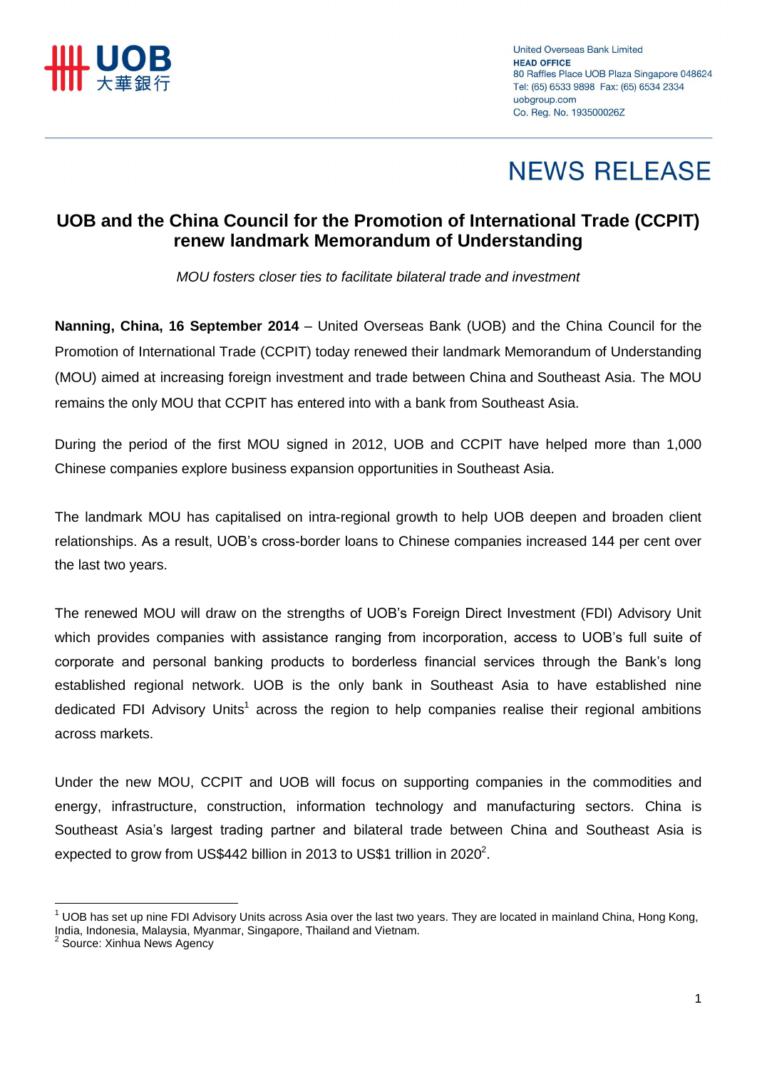United Overseas Bank Limited
**HEAD OFFICE**
80 Raffles Place UOB Plaza Singapore 048624
Tel: (65) 6533 9898 Fax: (65) 6534 2334
uobgroup.com
Co. Reg. No. 193500026Z

# NEWS RELEASE

## UOB and the China Council for the Promotion of International Trade (CCPIT) renew landmark Memorandum of Understanding

*MOU fosters closer ties to facilitate bilateral trade and investment*

**Nanning, China, 16 September 2014** – United Overseas Bank (UOB) and the China Council for the Promotion of International Trade (CCPIT) today renewed their landmark Memorandum of Understanding (MOU) aimed at increasing foreign investment and trade between China and Southeast Asia. The MOU remains the only MOU that CCPIT has entered into with a bank from Southeast Asia.

During the period of the first MOU signed in 2012, UOB and CCPIT have helped more than 1,000 Chinese companies explore business expansion opportunities in Southeast Asia.

The landmark MOU has capitalised on intra-regional growth to help UOB deepen and broaden client relationships. As a result, UOB's cross-border loans to Chinese companies increased 144 per cent over the last two years.

The renewed MOU will draw on the strengths of UOB's Foreign Direct Investment (FDI) Advisory Unit which provides companies with assistance ranging from incorporation, access to UOB's full suite of corporate and personal banking products to borderless financial services through the Bank's long established regional network. UOB is the only bank in Southeast Asia to have established nine dedicated FDI Advisory Units[1] across the region to help companies realise their regional ambitions across markets.

Under the new MOU, CCPIT and UOB will focus on supporting companies in the commodities and energy, infrastructure, construction, information technology and manufacturing sectors. China is Southeast Asia's largest trading partner and bilateral trade between China and Southeast Asia is expected to grow from US$442 billion in 2013 to US$1 trillion in 2020[2].

---

[1] UOB has set up nine FDI Advisory Units across Asia over the last two years. They are located in mainland China, Hong Kong, India, Indonesia, Malaysia, Myanmar, Singapore, Thailand and Vietnam.
[2] Source: Xinhua News Agency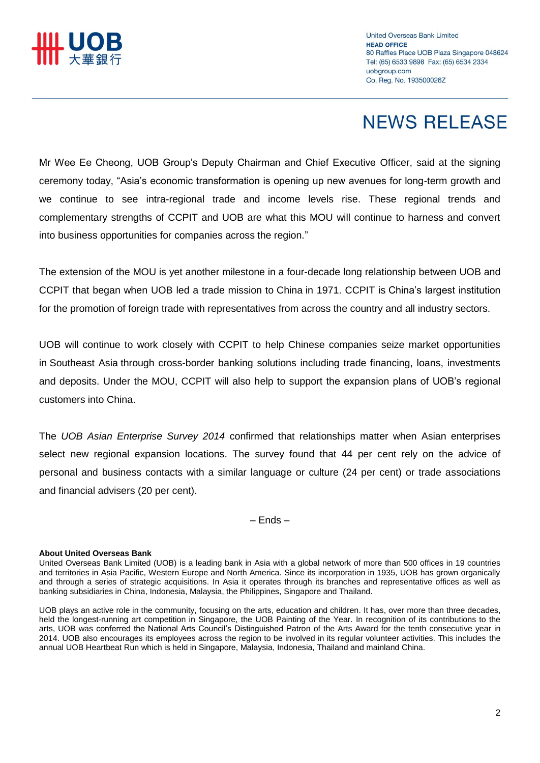Mr Wee Ee Cheong, UOB Group's Deputy Chairman and Chief Executive Officer, said at the signing ceremony today, "Asia's economic transformation is opening up new avenues for long-term growth and we continue to see intra-regional trade and income levels rise. These regional trends and complementary strengths of CCPIT and UOB are what this MOU will continue to harness and convert into business opportunities for companies across the region."

The extension of the MOU is yet another milestone in a four-decade long relationship between UOB and CCPIT that began when UOB led a trade mission to China in 1971. CCPIT is China's largest institution for the promotion of foreign trade with representatives from across the country and all industry sectors.

UOB will continue to work closely with CCPIT to help Chinese companies seize market opportunities in Southeast Asia through cross-border banking solutions including trade financing, loans, investments and deposits. Under the MOU, CCPIT will also help to support the expansion plans of UOB's regional customers into China.

The *UOB Asian Enterprise Survey 2014* confirmed that relationships matter when Asian enterprises select new regional expansion locations. The survey found that 44 per cent rely on the advice of personal and business contacts with a similar language or culture (24 per cent) or trade associations and financial advisers (20 per cent).

– Ends –

**About United Overseas Bank**

United Overseas Bank Limited (UOB) is a leading bank in Asia with a global network of more than 500 offices in 19 countries and territories in Asia Pacific, Western Europe and North America. Since its incorporation in 1935, UOB has grown organically and through a series of strategic acquisitions. In Asia it operates through its branches and representative offices as well as banking subsidiaries in China, Indonesia, Malaysia, the Philippines, Singapore and Thailand.

UOB plays an active role in the community, focusing on the arts, education and children. It has, over more than three decades, held the longest-running art competition in Singapore, the UOB Painting of the Year. In recognition of its contributions to the arts, UOB was conferred the National Arts Council's Distinguished Patron of the Arts Award for the tenth consecutive year in 2014. UOB also encourages its employees across the region to be involved in its regular volunteer activities. This includes the annual UOB Heartbeat Run which is held in Singapore, Malaysia, Indonesia, Thailand and mainland China.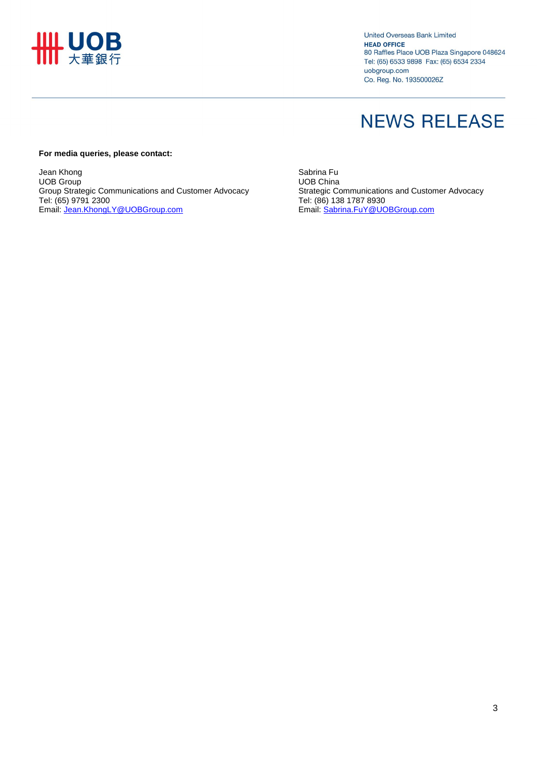United Overseas Bank Limited
**HEAD OFFICE**
80 Raffles Place UOB Plaza Singapore 048624
Tel: (65) 6533 9898 Fax: (65) 6534 2334
uobgroup.com
Co. Reg. No. 193500026Z

# NEWS RELEASE

**For media queries, please contact:**

Jean Khong
UOB Group
Group Strategic Communications and Customer Advocacy
Tel: (65) 9791 2300
Email: Jean.KhongLY@UOBGroup.com

Sabrina Fu
UOB China
Strategic Communications and Customer Advocacy
Tel: (86) 138 1787 8930
Email: Sabrina.FuY@UOBGroup.com